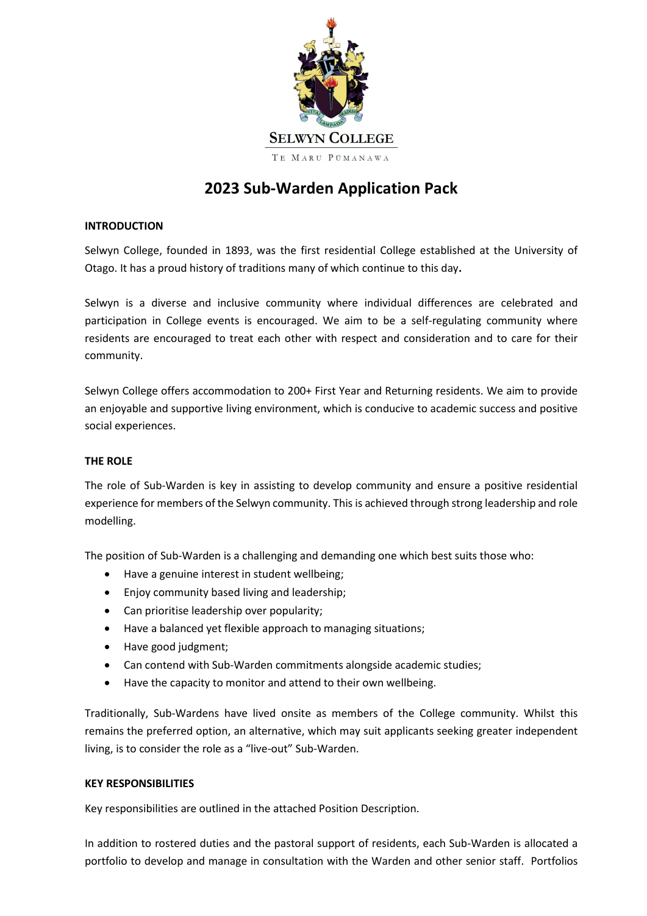SELWYN COLLEGE

TE MARU PŪMANAWA

# 2023 Sub-Warden Application Pack

## INTRODUCTION

Selwyn College, founded in 1893, was the first residential College established at the University of Otago. It has a proud history of traditions many of which continue to this day**.**

Selwyn is a diverse and inclusive community where individual differences are celebrated and participation in College events is encouraged. We aim to be a self-regulating community where residents are encouraged to treat each other with respect and consideration and to care for their community.

Selwyn College offers accommodation to 200+ First Year and Returning residents. We aim to provide an enjoyable and supportive living environment, which is conducive to academic success and positive social experiences.

## THE ROLE

The role of Sub-Warden is key in assisting to develop community and ensure a positive residential experience for members of the Selwyn community. This is achieved through strong leadership and role modelling.

The position of Sub-Warden is a challenging and demanding one which best suits those who:

- Have a genuine interest in student wellbeing;
- Enjoy community based living and leadership;
- Can prioritise leadership over popularity;
- Have a balanced yet flexible approach to managing situations;
- Have good judgment;
- Can contend with Sub-Warden commitments alongside academic studies;
- Have the capacity to monitor and attend to their own wellbeing.

Traditionally, Sub-Wardens have lived onsite as members of the College community. Whilst this remains the preferred option, an alternative, which may suit applicants seeking greater independent living, is to consider the role as a "live-out" Sub-Warden.

## KEY RESPONSIBILITIES

Key responsibilities are outlined in the attached Position Description.

In addition to rostered duties and the pastoral support of residents, each Sub-Warden is allocated a portfolio to develop and manage in consultation with the Warden and other senior staff. Portfolios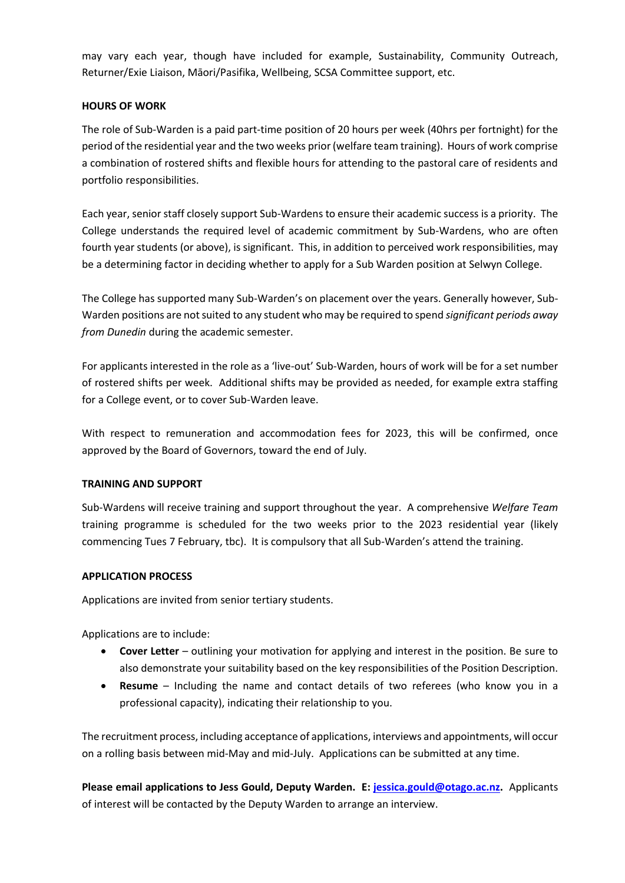may vary each year, though have included for example, Sustainability, Community Outreach, Returner/Exie Liaison, Māori/Pasifika, Wellbeing, SCSA Committee support, etc.

**HOURS OF WORK**

The role of Sub-Warden is a paid part-time position of 20 hours per week (40hrs per fortnight) for the period of the residential year and the two weeks prior (welfare team training). Hours of work comprise a combination of rostered shifts and flexible hours for attending to the pastoral care of residents and portfolio responsibilities.

Each year, senior staff closely support Sub-Wardens to ensure their academic success is a priority. The College understands the required level of academic commitment by Sub-Wardens, who are often fourth year students (or above), is significant. This, in addition to perceived work responsibilities, may be a determining factor in deciding whether to apply for a Sub Warden position at Selwyn College.

The College has supported many Sub-Warden's on placement over the years. Generally however, Sub-Warden positions are not suited to any student who may be required to spend *significant periods away from Dunedin* during the academic semester.

For applicants interested in the role as a 'live-out' Sub-Warden, hours of work will be for a set number of rostered shifts per week. Additional shifts may be provided as needed, for example extra staffing for a College event, or to cover Sub-Warden leave.

With respect to remuneration and accommodation fees for 2023, this will be confirmed, once approved by the Board of Governors, toward the end of July.

**TRAINING AND SUPPORT**

Sub-Wardens will receive training and support throughout the year. A comprehensive *Welfare Team* training programme is scheduled for the two weeks prior to the 2023 residential year (likely commencing Tues 7 February, tbc). It is compulsory that all Sub-Warden's attend the training.

**APPLICATION PROCESS**

Applications are invited from senior tertiary students.

Applications are to include:

- **Cover Letter** – outlining your motivation for applying and interest in the position. Be sure to also demonstrate your suitability based on the key responsibilities of the Position Description.
- **Resume** – Including the name and contact details of two referees (who know you in a professional capacity), indicating their relationship to you.

The recruitment process, including acceptance of applications, interviews and appointments, will occur on a rolling basis between mid-May and mid-July. Applications can be submitted at any time.

**Please email applications to Jess Gould, Deputy Warden. E: jessica.gould@otago.ac.nz.** Applicants of interest will be contacted by the Deputy Warden to arrange an interview.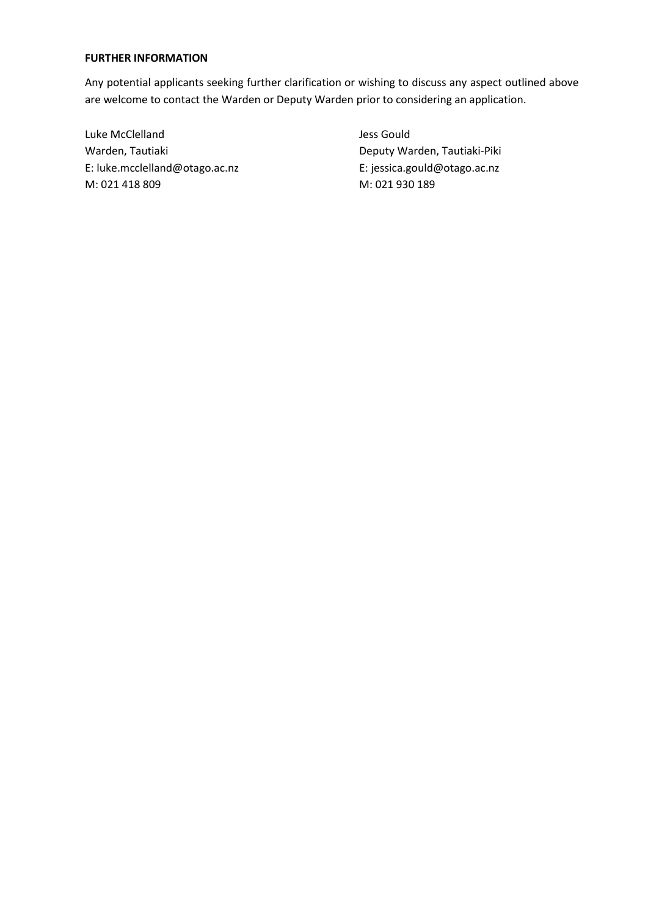**FURTHER INFORMATION**

Any potential applicants seeking further clarification or wishing to discuss any aspect outlined above are welcome to contact the Warden or Deputy Warden prior to considering an application.

Luke McClelland
Warden, Tautiaki
E: luke.mcclelland@otago.ac.nz
M: 021 418 809

Jess Gould
Deputy Warden, Tautiaki-Piki
E: jessica.gould@otago.ac.nz
M: 021 930 189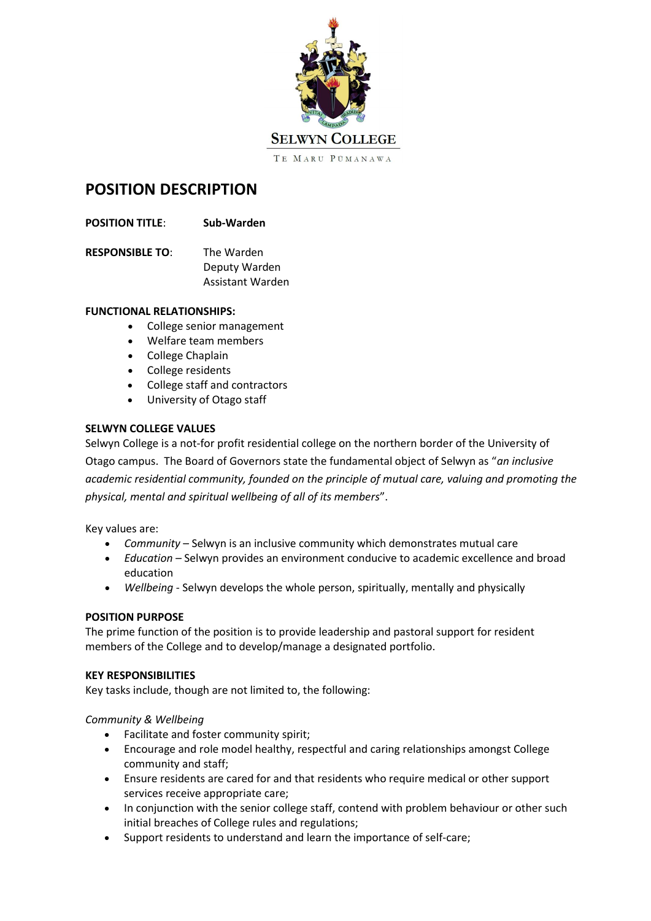**SELWYN COLLEGE**

TE MARU PŪMANAWA

# POSITION DESCRIPTION

**POSITION TITLE**: **Sub-Warden**

**RESPONSIBLE TO**: The Warden
Deputy Warden
Assistant Warden

**FUNCTIONAL RELATIONSHIPS:**

- College senior management
- Welfare team members
- College Chaplain
- College residents
- College staff and contractors
- University of Otago staff

**SELWYN COLLEGE VALUES**

Selwyn College is a not-for profit residential college on the northern border of the University of Otago campus. The Board of Governors state the fundamental object of Selwyn as "*an inclusive academic residential community, founded on the principle of mutual care, valuing and promoting the physical, mental and spiritual wellbeing of all of its members*".

Key values are:

- *Community* – Selwyn is an inclusive community which demonstrates mutual care
- *Education* – Selwyn provides an environment conducive to academic excellence and broad education
- *Wellbeing* - Selwyn develops the whole person, spiritually, mentally and physically

**POSITION PURPOSE**

The prime function of the position is to provide leadership and pastoral support for resident members of the College and to develop/manage a designated portfolio.

**KEY RESPONSIBILITIES**

Key tasks include, though are not limited to, the following:

*Community & Wellbeing*

- Facilitate and foster community spirit;
- Encourage and role model healthy, respectful and caring relationships amongst College community and staff;
- Ensure residents are cared for and that residents who require medical or other support services receive appropriate care;
- In conjunction with the senior college staff, contend with problem behaviour or other such initial breaches of College rules and regulations;
- Support residents to understand and learn the importance of self-care;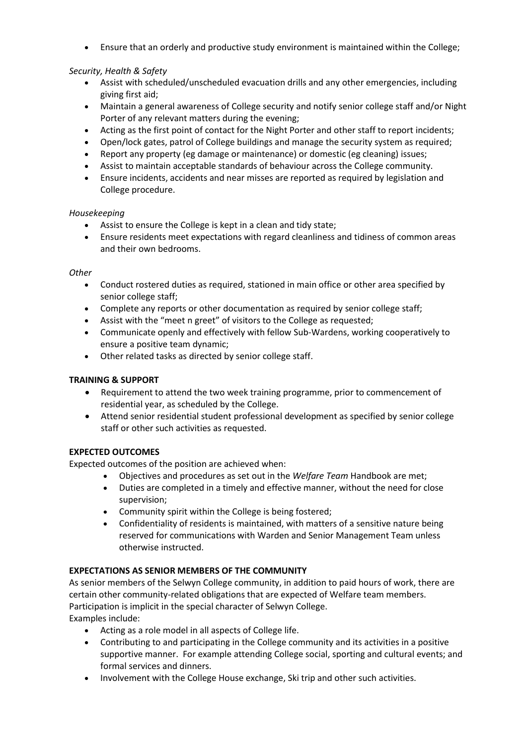- Ensure that an orderly and productive study environment is maintained within the College;

*Security, Health & Safety*

- Assist with scheduled/unscheduled evacuation drills and any other emergencies, including giving first aid;
- Maintain a general awareness of College security and notify senior college staff and/or Night Porter of any relevant matters during the evening;
- Acting as the first point of contact for the Night Porter and other staff to report incidents;
- Open/lock gates, patrol of College buildings and manage the security system as required;
- Report any property (eg damage or maintenance) or domestic (eg cleaning) issues;
- Assist to maintain acceptable standards of behaviour across the College community.
- Ensure incidents, accidents and near misses are reported as required by legislation and College procedure.

*Housekeeping*

- Assist to ensure the College is kept in a clean and tidy state;
- Ensure residents meet expectations with regard cleanliness and tidiness of common areas and their own bedrooms.

*Other*

- Conduct rostered duties as required, stationed in main office or other area specified by senior college staff;
- Complete any reports or other documentation as required by senior college staff;
- Assist with the "meet n greet" of visitors to the College as requested;
- Communicate openly and effectively with fellow Sub-Wardens, working cooperatively to ensure a positive team dynamic;
- Other related tasks as directed by senior college staff.

**TRAINING & SUPPORT**

- Requirement to attend the two week training programme, prior to commencement of residential year, as scheduled by the College.
- Attend senior residential student professional development as specified by senior college staff or other such activities as requested.

**EXPECTED OUTCOMES**

Expected outcomes of the position are achieved when:

- Objectives and procedures as set out in the *Welfare Team* Handbook are met;
- Duties are completed in a timely and effective manner, without the need for close supervision;
- Community spirit within the College is being fostered;
- Confidentiality of residents is maintained, with matters of a sensitive nature being reserved for communications with Warden and Senior Management Team unless otherwise instructed.

**EXPECTATIONS AS SENIOR MEMBERS OF THE COMMUNITY**

As senior members of the Selwyn College community, in addition to paid hours of work, there are certain other community-related obligations that are expected of Welfare team members. Participation is implicit in the special character of Selwyn College.
Examples include:

- Acting as a role model in all aspects of College life.
- Contributing to and participating in the College community and its activities in a positive supportive manner. For example attending College social, sporting and cultural events; and formal services and dinners.
- Involvement with the College House exchange, Ski trip and other such activities.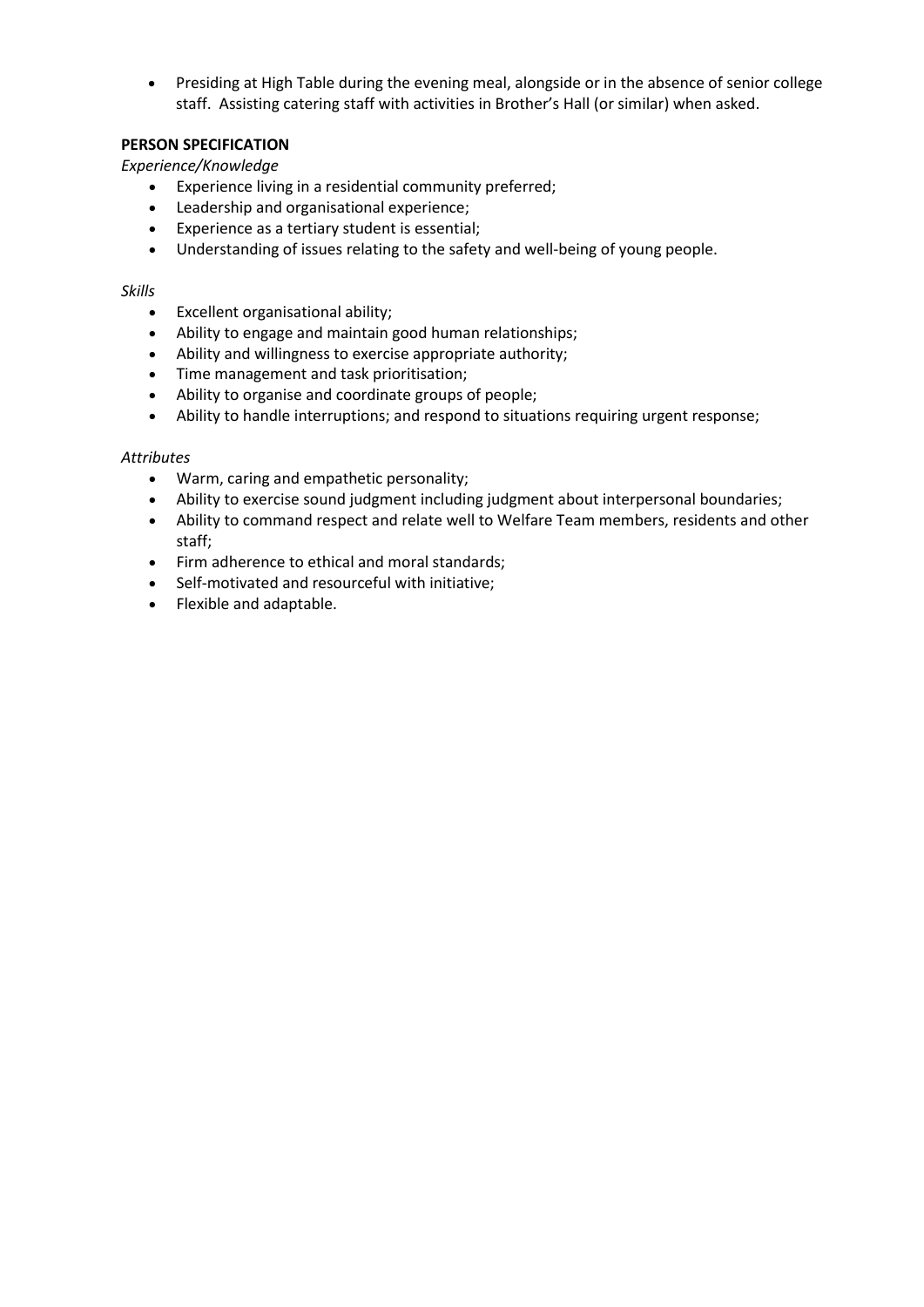- Presiding at High Table during the evening meal, alongside or in the absence of senior college staff. Assisting catering staff with activities in Brother's Hall (or similar) when asked.

**PERSON SPECIFICATION**

*Experience/Knowledge*

- Experience living in a residential community preferred;
- Leadership and organisational experience;
- Experience as a tertiary student is essential;
- Understanding of issues relating to the safety and well-being of young people.

*Skills*

- Excellent organisational ability;
- Ability to engage and maintain good human relationships;
- Ability and willingness to exercise appropriate authority;
- Time management and task prioritisation;
- Ability to organise and coordinate groups of people;
- Ability to handle interruptions; and respond to situations requiring urgent response;

*Attributes*

- Warm, caring and empathetic personality;
- Ability to exercise sound judgment including judgment about interpersonal boundaries;
- Ability to command respect and relate well to Welfare Team members, residents and other staff;
- Firm adherence to ethical and moral standards;
- Self-motivated and resourceful with initiative;
- Flexible and adaptable.